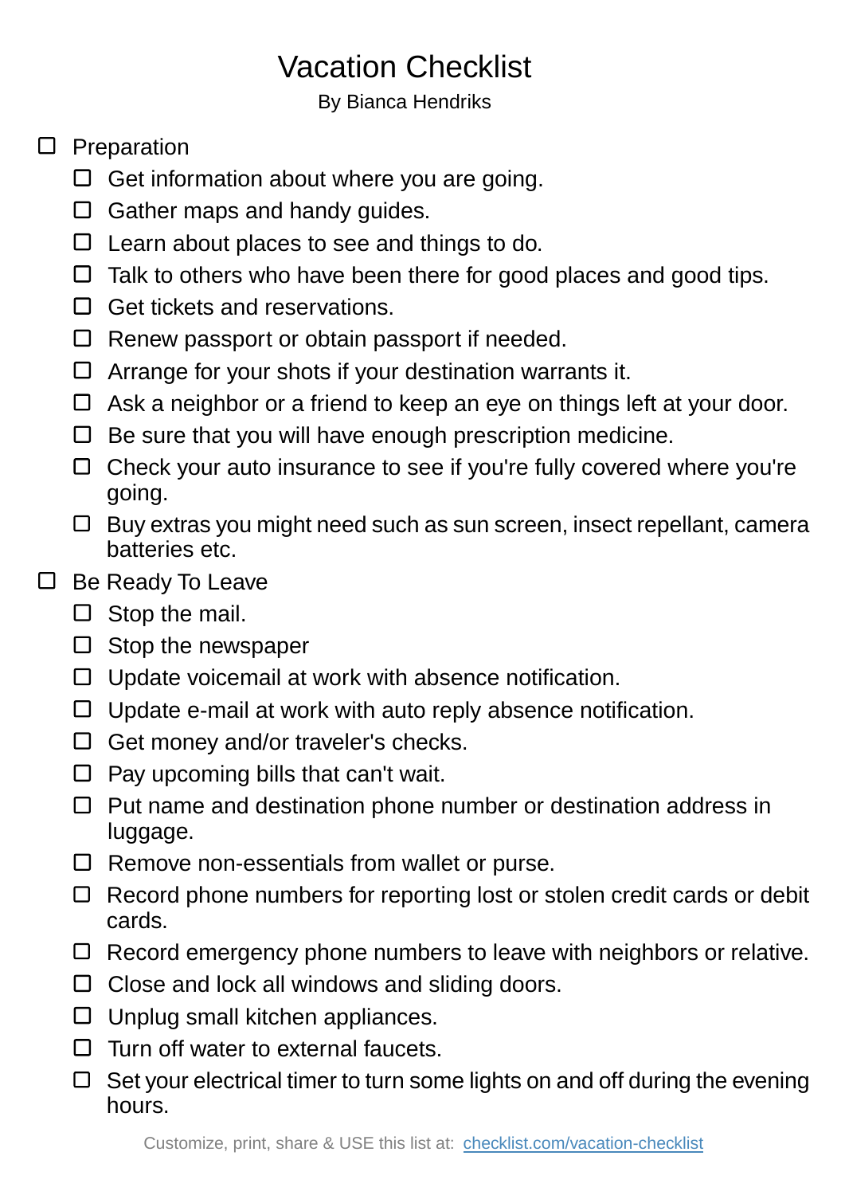# Vacation Checklist

By Bianca Hendriks

- [ ] Preparation
  - [ ] Get information about where you are going.
  - [ ] Gather maps and handy guides.
  - [ ] Learn about places to see and things to do.
  - [ ] Talk to others who have been there for good places and good tips.
  - [ ] Get tickets and reservations.
  - [ ] Renew passport or obtain passport if needed.
  - [ ] Arrange for your shots if your destination warrants it.
  - [ ] Ask a neighbor or a friend to keep an eye on things left at your door.
  - [ ] Be sure that you will have enough prescription medicine.
  - [ ] Check your auto insurance to see if you're fully covered where you're going.
  - [ ] Buy extras you might need such as sun screen, insect repellant, camera batteries etc.
- [ ] Be Ready To Leave
  - [ ] Stop the mail.
  - [ ] Stop the newspaper
  - [ ] Update voicemail at work with absence notification.
  - [ ] Update e-mail at work with auto reply absence notification.
  - [ ] Get money and/or traveler's checks.
  - [ ] Pay upcoming bills that can't wait.
  - [ ] Put name and destination phone number or destination address in luggage.
  - [ ] Remove non-essentials from wallet or purse.
  - [ ] Record phone numbers for reporting lost or stolen credit cards or debit cards.
  - [ ] Record emergency phone numbers to leave with neighbors or relative.
  - [ ] Close and lock all windows and sliding doors.
  - [ ] Unplug small kitchen appliances.
  - [ ] Turn off water to external faucets.
  - [ ] Set your electrical timer to turn some lights on and off during the evening hours.

Customize, print, share & USE this list at: [checklist.com/vacation-checklist](https://checklist.com/vacation-checklist)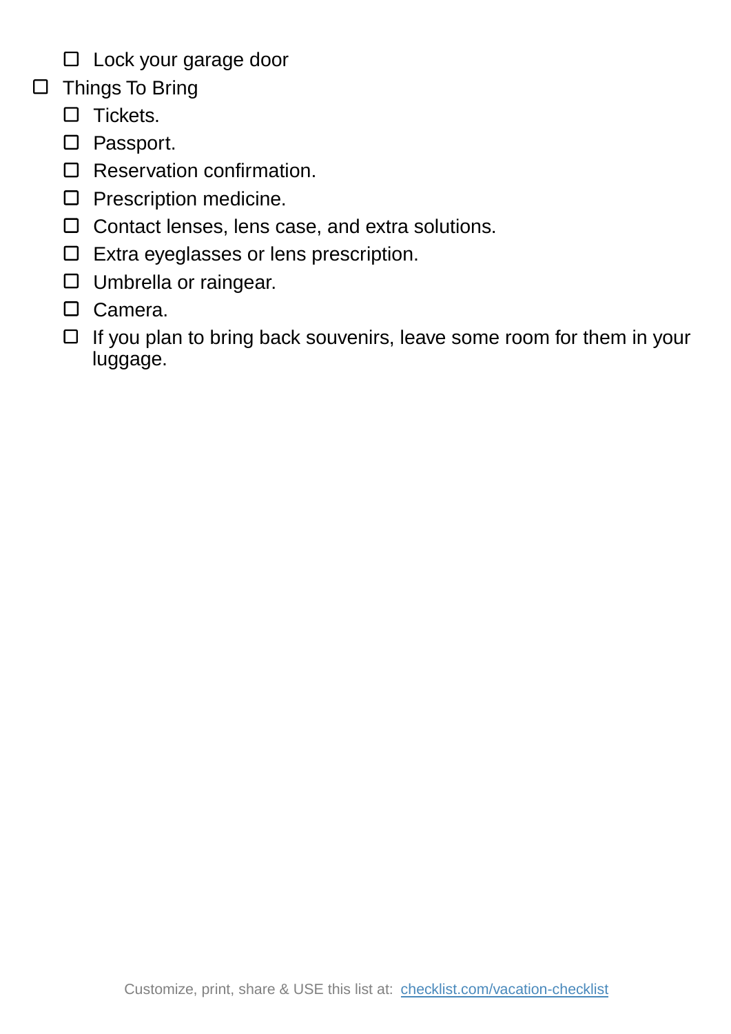- [ ] Lock your garage door
- [ ] Things To Bring
  - [ ] Tickets.
  - [ ] Passport.
  - [ ] Reservation confirmation.
  - [ ] Prescription medicine.
  - [ ] Contact lenses, lens case, and extra solutions.
  - [ ] Extra eyeglasses or lens prescription.
  - [ ] Umbrella or raingear.
  - [ ] Camera.
  - [ ] If you plan to bring back souvenirs, leave some room for them in your luggage.

Customize, print, share & USE this list at: [checklist.com/vacation-checklist](https://checklist.com/vacation-checklist)